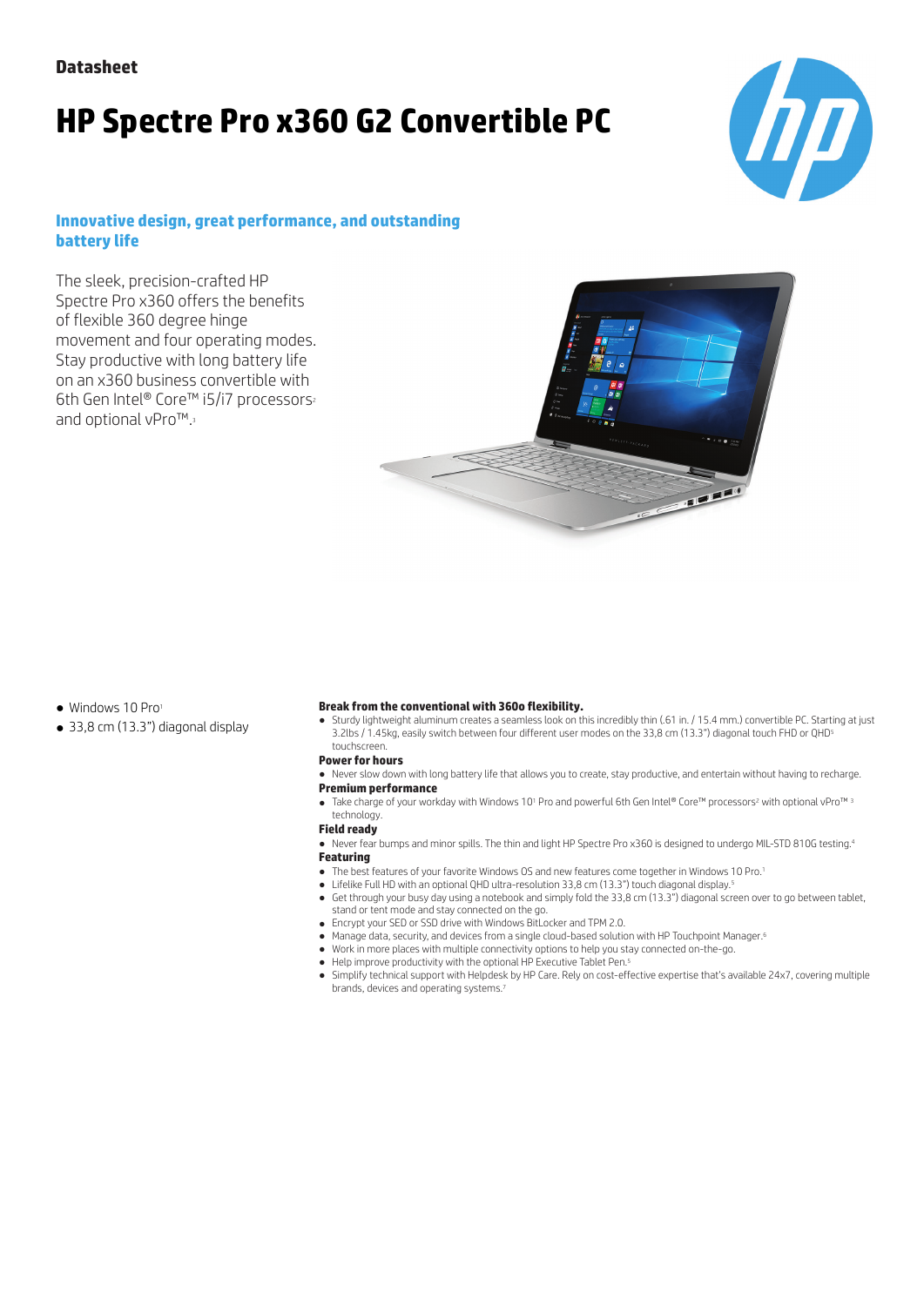**Datasheet**

# HP Spectre Pro x360 G2 Convertible PC

## Innovative design, great performance, and outstanding battery life

The sleek, precision-crafted HP Spectre Pro x360 offers the benefits of flexible 360 degree hinge movement and four operating modes. Stay productive with long battery life on an x360 business convertible with 6th Gen Intel® Core™ i5/i7 processors[2] and optional vPro™.[3]

- Windows 10 Pro[1]
- 33,8 cm (13.3") diagonal display

**Break from the conventional with 360o flexibility.**

- Sturdy lightweight aluminum creates a seamless look on this incredibly thin (.61 in. / 15.4 mm.) convertible PC. Starting at just 3.2lbs / 1.45kg, easily switch between four different user modes on the 33,8 cm (13.3") diagonal touch FHD or QHD[5] touchscreen.

**Power for hours**

- Never slow down with long battery life that allows you to create, stay productive, and entertain without having to recharge.

**Premium performance**

- Take charge of your workday with Windows 10[1] Pro and powerful 6th Gen Intel® Core™ processors[2] with optional vPro™ [3] technology.

**Field ready**

- Never fear bumps and minor spills. The thin and light HP Spectre Pro x360 is designed to undergo MIL-STD 810G testing.[4]

**Featuring**

- The best features of your favorite Windows OS and new features come together in Windows 10 Pro.[1]
- Lifelike Full HD with an optional QHD ultra-resolution 33,8 cm (13.3") touch diagonal display.[5]
- Get through your busy day using a notebook and simply fold the 33,8 cm (13.3") diagonal screen over to go between tablet, stand or tent mode and stay connected on the go.
- Encrypt your SED or SSD drive with Windows BitLocker and TPM 2.0.
- Manage data, security, and devices from a single cloud-based solution with HP Touchpoint Manager.[6]
- Work in more places with multiple connectivity options to help you stay connected on-the-go.
- Help improve productivity with the optional HP Executive Tablet Pen.[5]
- Simplify technical support with Helpdesk by HP Care. Rely on cost-effective expertise that's available 24x7, covering multiple brands, devices and operating systems.[7]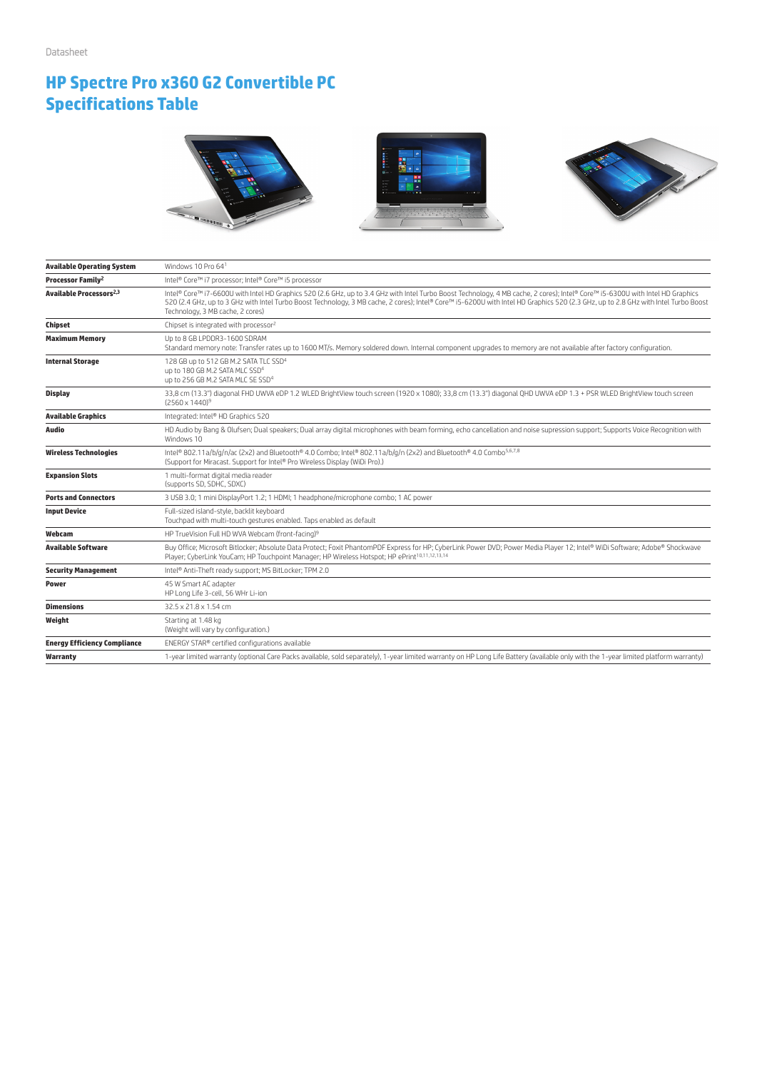Datasheet

# HP Spectre Pro x360 G2 Convertible PC Specifications Table

| | |
|---|---|
| **Available Operating System** | Windows 10 Pro 64[1] |
| **Processor Family[2]** | Intel® Core™ i7 processor; Intel® Core™ i5 processor |
| **Available Processors[2,3]** | Intel® Core™ i7-6600U with Intel HD Graphics 520 (2.6 GHz, up to 3.4 GHz with Intel Turbo Boost Technology, 4 MB cache, 2 cores); Intel® Core™ i5-6300U with Intel HD Graphics 520 (2.4 GHz, up to 3 GHz with Intel Turbo Boost Technology, 3 MB cache, 2 cores); Intel® Core™ i5-6200U with Intel HD Graphics 520 (2.3 GHz, up to 2.8 GHz with Intel Turbo Boost Technology, 3 MB cache, 2 cores) |
| **Chipset** | Chipset is integrated with processor[2] |
| **Maximum Memory** | Up to 8 GB LPDDR3-1600 SDRAM<br>Standard memory note: Transfer rates up to 1600 MT/s. Memory soldered down. Internal component upgrades to memory are not available after factory configuration. |
| **Internal Storage** | 128 GB up to 512 GB M.2 SATA TLC SSD[4]<br>up to 180 GB M.2 SATA MLC SSD[4]<br>up to 256 GB M.2 SATA MLC SE SSD[4] |
| **Display** | 33,8 cm (13.3") diagonal FHD UWVA eDP 1.2 WLED BrightView touch screen (1920 x 1080); 33,8 cm (13.3") diagonal QHD UWVA eDP 1.3 + PSR WLED BrightView touch screen (2560 x 1440)[9] |
| **Available Graphics** | Integrated: Intel® HD Graphics 520 |
| **Audio** | HD Audio by Bang & Olufsen; Dual speakers; Dual array digital microphones with beam forming, echo cancellation and noise supression support; Supports Voice Recognition with Windows 10 |
| **Wireless Technologies** | Intel® 802.11a/b/g/n/ac (2x2) and Bluetooth® 4.0 Combo; Intel® 802.11a/b/g/n (2x2) and Bluetooth® 4.0 Combo[5,6,7,8]<br>(Support for Miracast. Support for Intel® Pro Wireless Display (WiDi Pro).) |
| **Expansion Slots** | 1 multi-format digital media reader<br>(supports SD, SDHC, SDXC) |
| **Ports and Connectors** | 3 USB 3.0; 1 mini DisplayPort 1.2; 1 HDMI; 1 headphone/microphone combo; 1 AC power |
| **Input Device** | Full-sized island-style, backlit keyboard<br>Touchpad with multi-touch gestures enabled. Taps enabled as default |
| **Webcam** | HP TrueVision Full HD WVA Webcam (front-facing)[9] |
| **Available Software** | Buy Office; Microsoft Bitlocker; Absolute Data Protect; Foxit PhantomPDF Express for HP; CyberLink Power DVD; Power Media Player 12; Intel® WiDi Software; Adobe® Shockwave Player; CyberLink YouCam; HP Touchpoint Manager; HP Wireless Hotspot; HP ePrint[10,11,12,13,14] |
| **Security Management** | Intel® Anti-Theft ready support; MS BitLocker; TPM 2.0 |
| **Power** | 45 W Smart AC adapter<br>HP Long Life 3-cell, 56 WHr Li-ion |
| **Dimensions** | 32.5 x 21.8 x 1.54 cm |
| **Weight** | Starting at 1.48 kg<br>(Weight will vary by configuration.) |
| **Energy Efficiency Compliance** | ENERGY STAR® certified configurations available |
| **Warranty** | 1-year limited warranty (optional Care Packs available, sold separately), 1-year limited warranty on HP Long Life Battery (available only with the 1-year limited platform warranty) |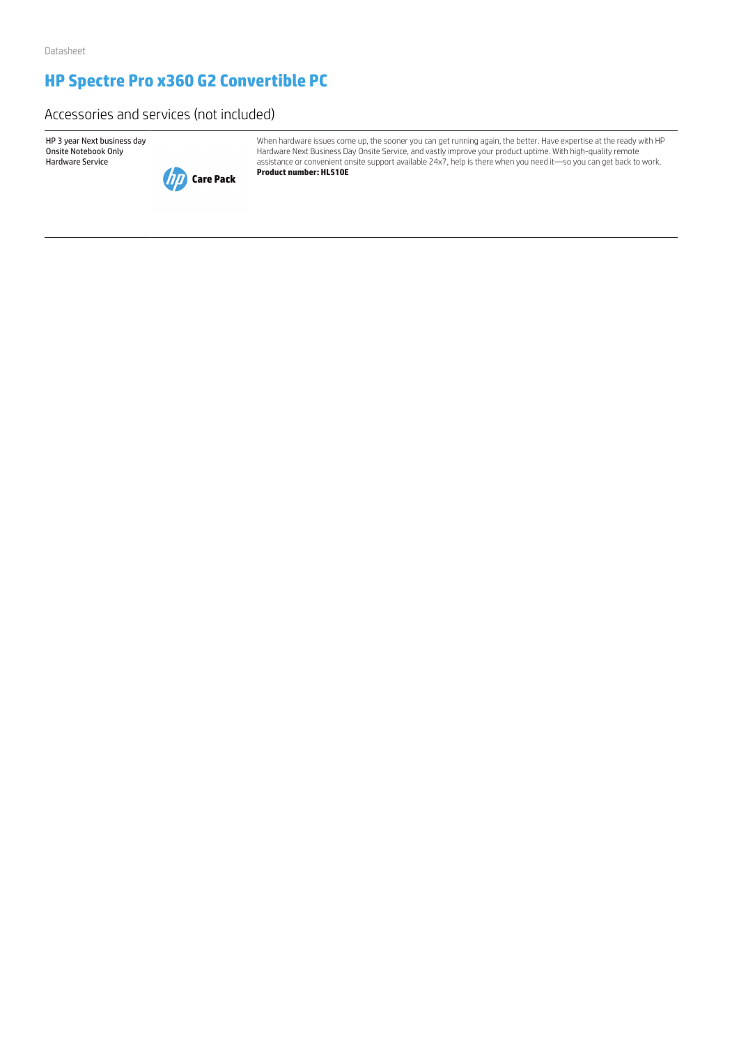# HP Spectre Pro x360 G2 Convertible PC

## Accessories and services (not included)

| | |
|---|---|
| HP 3 year Next business day Onsite Notebook Only Hardware Service | When hardware issues come up, the sooner you can get running again, the better. Have expertise at the ready with HP Hardware Next Business Day Onsite Service, and vastly improve your product uptime. With high-quality remote assistance or convenient onsite support available 24x7, help is there when you need it—so you can get back to work. **Product number: HL510E** |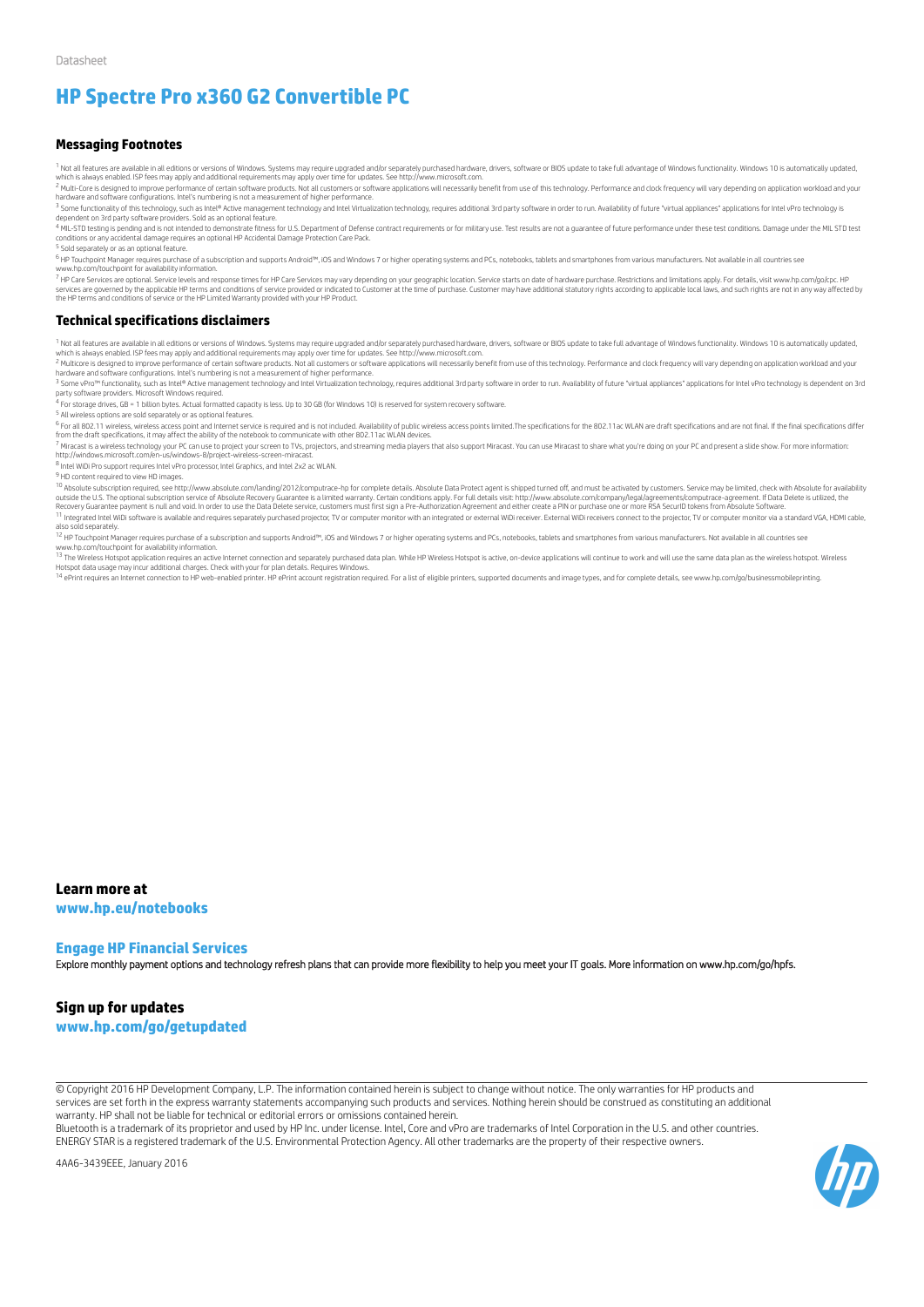Datasheet

# HP Spectre Pro x360 G2 Convertible PC

## Messaging Footnotes

[1] Not all features are available in all editions or versions of Windows. Systems may require upgraded and/or separately purchased hardware, drivers, software or BIOS update to take full advantage of Windows functionality. Windows 10 is automatically updated, which is always enabled. ISP fees may apply and additional requirements may apply over time for updates. See http://www.microsoft.com.

[2] Multi-Core is designed to improve performance of certain software products. Not all customers or software applications will necessarily benefit from use of this technology. Performance and clock frequency will vary depending on application workload and your hardware and software configurations. Intel's numbering is not a measurement of higher performance.

[3] Some functionality of this technology, such as Intel® Active management technology and Intel Virtualization technology, requires additional 3rd party software in order to run. Availability of future "virtual appliances" applications for Intel vPro technology is dependent on 3rd party software providers. Sold as an optional feature.

[4] MIL-STD testing is pending and is not intended to demonstrate fitness for U.S. Department of Defense contract requirements or for military use. Test results are not a guarantee of future performance under these test conditions. Damage under the MIL STD test conditions or any accidental damage requires an optional HP Accidental Damage Protection Care Pack.

[5] Sold separately or as an optional feature.

[6] HP Touchpoint Manager requires purchase of a subscription and supports Android™, iOS and Windows 7 or higher operating systems and PCs, notebooks, tablets and smartphones from various manufacturers. Not available in all countries see www.hp.com/touchpoint for availability information.

[7] HP Care Services are optional. Service levels and response times for HP Care Services may vary depending on your geographic location. Service starts on date of hardware purchase. Restrictions and limitations apply. For details, visit www.hp.com/go/cpc. HP services are governed by the applicable HP terms and conditions of service provided or indicated to Customer at the time of purchase. Customer may have additional statutory rights according to applicable local laws, and such rights are not in any way affected by the HP terms and conditions of service or the HP Limited Warranty provided with your HP Product.

## Technical specifications disclaimers

[1] Not all features are available in all editions or versions of Windows. Systems may require upgraded and/or separately purchased hardware, drivers, software or BIOS update to take full advantage of Windows functionality. Windows 10 is automatically updated, which is always enabled. ISP fees may apply and additional requirements may apply over time for updates. See http://www.microsoft.com.

[2] Multicore is designed to improve performance of certain software products. Not all customers or software applications will necessarily benefit from use of this technology. Performance and clock frequency will vary depending on application workload and your hardware and software configurations. Intel's numbering is not a measurement of higher performance.

[3] Some vPro™ functionality, such as Intel® Active management technology and Intel Virtualization technology, requires additional 3rd party software in order to run. Availability of future "virtual appliances" applications for Intel vPro technology is dependent on 3rd party software providers. Microsoft Windows required.

[4] For storage drives, GB = 1 billion bytes. Actual formatted capacity is less. Up to 30 GB (for Windows 10) is reserved for system recovery software.

[5] All wireless options are sold separately or as optional features.

[6] For all 802.11 wireless, wireless access point and Internet service is required and is not included. Availability of public wireless access points limited.The specifications for the 802.11ac WLAN are draft specifications and are not final. If the final specifications differ from the draft specifications, it may affect the ability of the notebook to communicate with other 802.11ac WLAN devices.

[7] Miracast is a wireless technology your PC can use to project your screen to TVs, projectors, and streaming media players that also support Miracast. You can use Miracast to share what you're doing on your PC and present a slide show. For more information: http://windows.microsoft.com/en-us/windows-8/project-wireless-screen-miracast.

[8] Intel WiDi Pro support requires Intel vPro processor, Intel Graphics, and Intel 2x2 ac WLAN.

[9] HD content required to view HD images.

[10] Absolute subscription required, see http://www.absolute.com/landing/2012/computrace-hp for complete details. Absolute Data Protect agent is shipped turned off, and must be activated by customers. Service may be limited, check with Absolute for availability outside the U.S. The optional subscription service of Absolute Recovery Guarantee is a limited warranty. Certain conditions apply. For full details visit: http://www.absolute.com/company/legal/agreements/computrace-agreement. If Data Delete is utilized, the Recovery Guarantee payment is null and void. In order to use the Data Delete service, customers must first sign a Pre-Authorization Agreement and either create a PIN or purchase one or more RSA SecurID tokens from Absolute Software.

[11] Integrated Intel WiDi software is available and requires separately purchased projector, TV or computer monitor with an integrated or external WiDi receiver. External WiDi receivers connect to the projector, TV or computer monitor via a standard VGA, HDMI cable, also sold separately.

[12] HP Touchpoint Manager requires purchase of a subscription and supports Android™, iOS and Windows 7 or higher operating systems and PCs, notebooks, tablets and smartphones from various manufacturers. Not available in all countries see www.hp.com/touchpoint for availability information.

[13] The Wireless Hotspot application requires an active Internet connection and separately purchased data plan. While HP Wireless Hotspot is active, on-device applications will continue to work and will use the same data plan as the wireless hotspot. Wireless Hotspot data usage may incur additional charges. Check with your for plan details. Requires Windows.

[14] ePrint requires an Internet connection to HP web-enabled printer. HP ePrint account registration required. For a list of eligible printers, supported documents and image types, and for complete details, see www.hp.com/go/businessmobileprinting.

## Learn more at
**www.hp.eu/notebooks**

## Engage HP Financial Services

Explore monthly payment options and technology refresh plans that can provide more flexibility to help you meet your IT goals. More information on www.hp.com/go/hpfs.

## Sign up for updates
**www.hp.com/go/getupdated**

© Copyright 2016 HP Development Company, L.P. The information contained herein is subject to change without notice. The only warranties for HP products and services are set forth in the express warranty statements accompanying such products and services. Nothing herein should be construed as constituting an additional warranty. HP shall not be liable for technical or editorial errors or omissions contained herein.
Bluetooth is a trademark of its proprietor and used by HP Inc. under license. Intel, Core and vPro are trademarks of Intel Corporation in the U.S. and other countries. ENERGY STAR is a registered trademark of the U.S. Environmental Protection Agency. All other trademarks are the property of their respective owners.

4AA6-3439EEE, January 2016